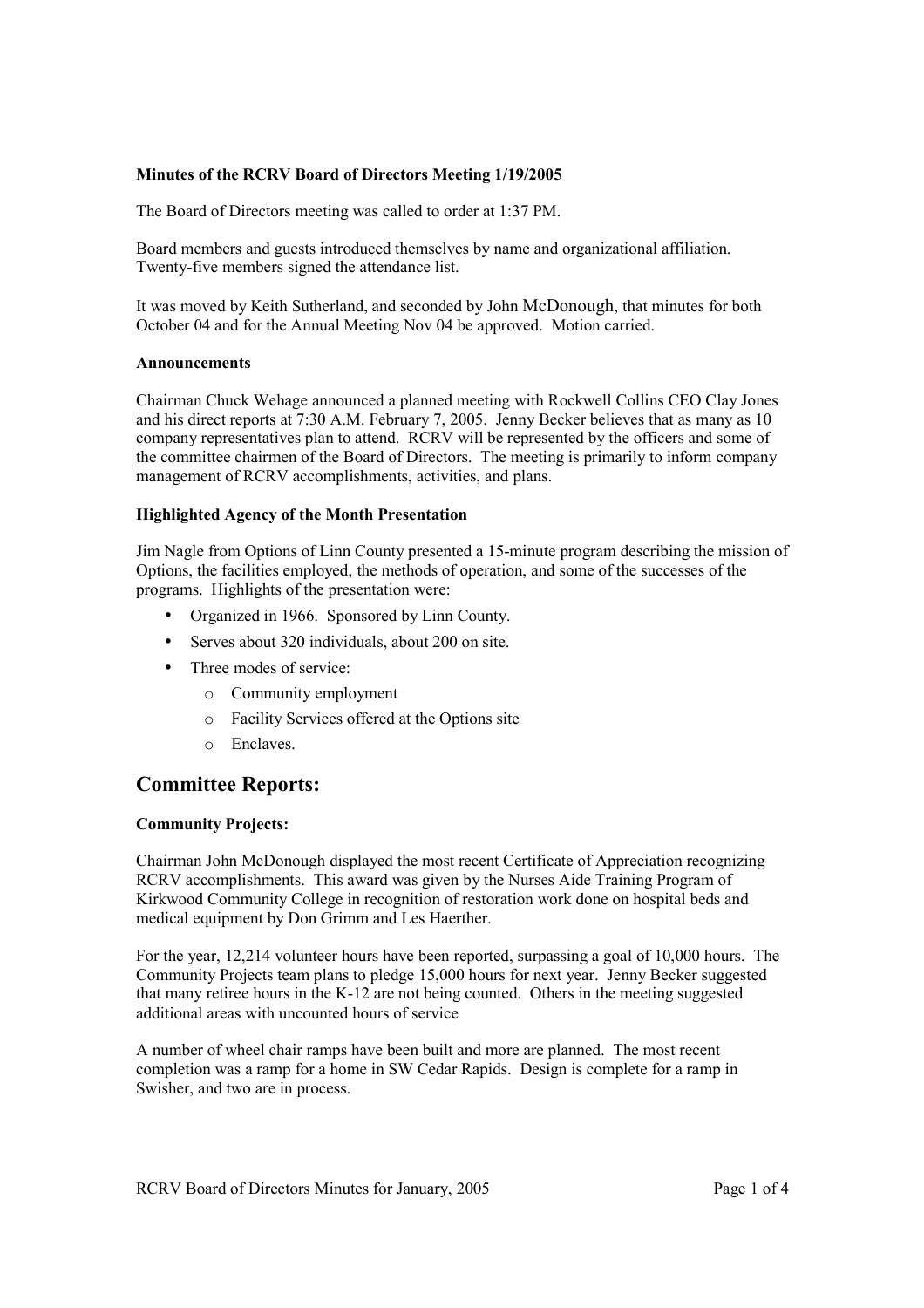**Minutes of the RCRV Board of Directors Meeting 1/19/2005**

The Board of Directors meeting was called to order at 1:37 PM.

Board members and guests introduced themselves by name and organizational affiliation. Twenty-five members signed the attendance list.

It was moved by Keith Sutherland, and seconded by John McDonough, that minutes for both October 04 and for the Annual Meeting Nov 04 be approved. Motion carried.

**Announcements**

Chairman Chuck Wehage announced a planned meeting with Rockwell Collins CEO Clay Jones and his direct reports at 7:30 A.M. February 7, 2005. Jenny Becker believes that as many as 10 company representatives plan to attend. RCRV will be represented by the officers and some of the committee chairmen of the Board of Directors. The meeting is primarily to inform company management of RCRV accomplishments, activities, and plans.

**Highlighted Agency of the Month Presentation**

Jim Nagle from Options of Linn County presented a 15-minute program describing the mission of Options, the facilities employed, the methods of operation, and some of the successes of the programs. Highlights of the presentation were:

- Organized in 1966. Sponsored by Linn County.
- Serves about 320 individuals, about 200 on site.
- Three modes of service:
  - Community employment
  - Facility Services offered at the Options site
  - Enclaves.

## Committee Reports:

**Community Projects:**

Chairman John McDonough displayed the most recent Certificate of Appreciation recognizing RCRV accomplishments. This award was given by the Nurses Aide Training Program of Kirkwood Community College in recognition of restoration work done on hospital beds and medical equipment by Don Grimm and Les Haerther.

For the year, 12,214 volunteer hours have been reported, surpassing a goal of 10,000 hours. The Community Projects team plans to pledge 15,000 hours for next year. Jenny Becker suggested that many retiree hours in the K-12 are not being counted. Others in the meeting suggested additional areas with uncounted hours of service

A number of wheel chair ramps have been built and more are planned. The most recent completion was a ramp for a home in SW Cedar Rapids. Design is complete for a ramp in Swisher, and two are in process.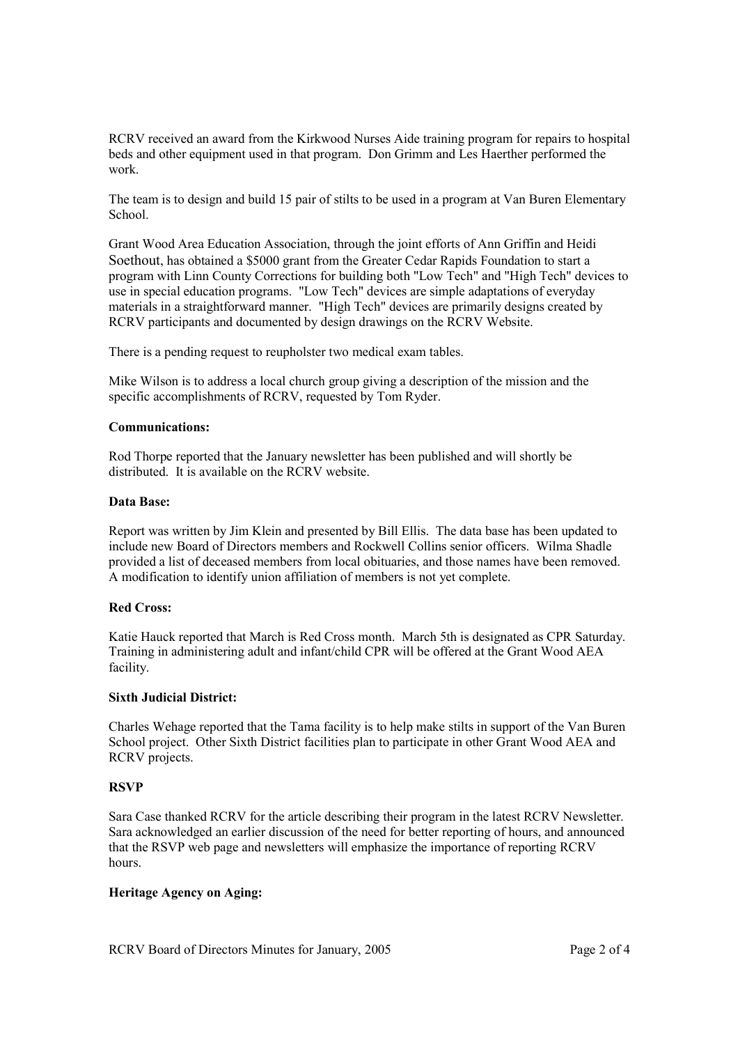RCRV received an award from the Kirkwood Nurses Aide training program for repairs to hospital beds and other equipment used in that program. Don Grimm and Les Haerther performed the work.

The team is to design and build 15 pair of stilts to be used in a program at Van Buren Elementary School.

Grant Wood Area Education Association, through the joint efforts of Ann Griffin and Heidi Soethout, has obtained a $5000 grant from the Greater Cedar Rapids Foundation to start a program with Linn County Corrections for building both "Low Tech" and "High Tech" devices to use in special education programs. "Low Tech" devices are simple adaptations of everyday materials in a straightforward manner. "High Tech" devices are primarily designs created by RCRV participants and documented by design drawings on the RCRV Website.

There is a pending request to reupholster two medical exam tables.

Mike Wilson is to address a local church group giving a description of the mission and the specific accomplishments of RCRV, requested by Tom Ryder.

**Communications:**

Rod Thorpe reported that the January newsletter has been published and will shortly be distributed. It is available on the RCRV website.

**Data Base:**

Report was written by Jim Klein and presented by Bill Ellis. The data base has been updated to include new Board of Directors members and Rockwell Collins senior officers. Wilma Shadle provided a list of deceased members from local obituaries, and those names have been removed. A modification to identify union affiliation of members is not yet complete.

**Red Cross:**

Katie Hauck reported that March is Red Cross month. March 5th is designated as CPR Saturday. Training in administering adult and infant/child CPR will be offered at the Grant Wood AEA facility.

**Sixth Judicial District:**

Charles Wehage reported that the Tama facility is to help make stilts in support of the Van Buren School project. Other Sixth District facilities plan to participate in other Grant Wood AEA and RCRV projects.

**RSVP**

Sara Case thanked RCRV for the article describing their program in the latest RCRV Newsletter. Sara acknowledged an earlier discussion of the need for better reporting of hours, and announced that the RSVP web page and newsletters will emphasize the importance of reporting RCRV hours.

**Heritage Agency on Aging:**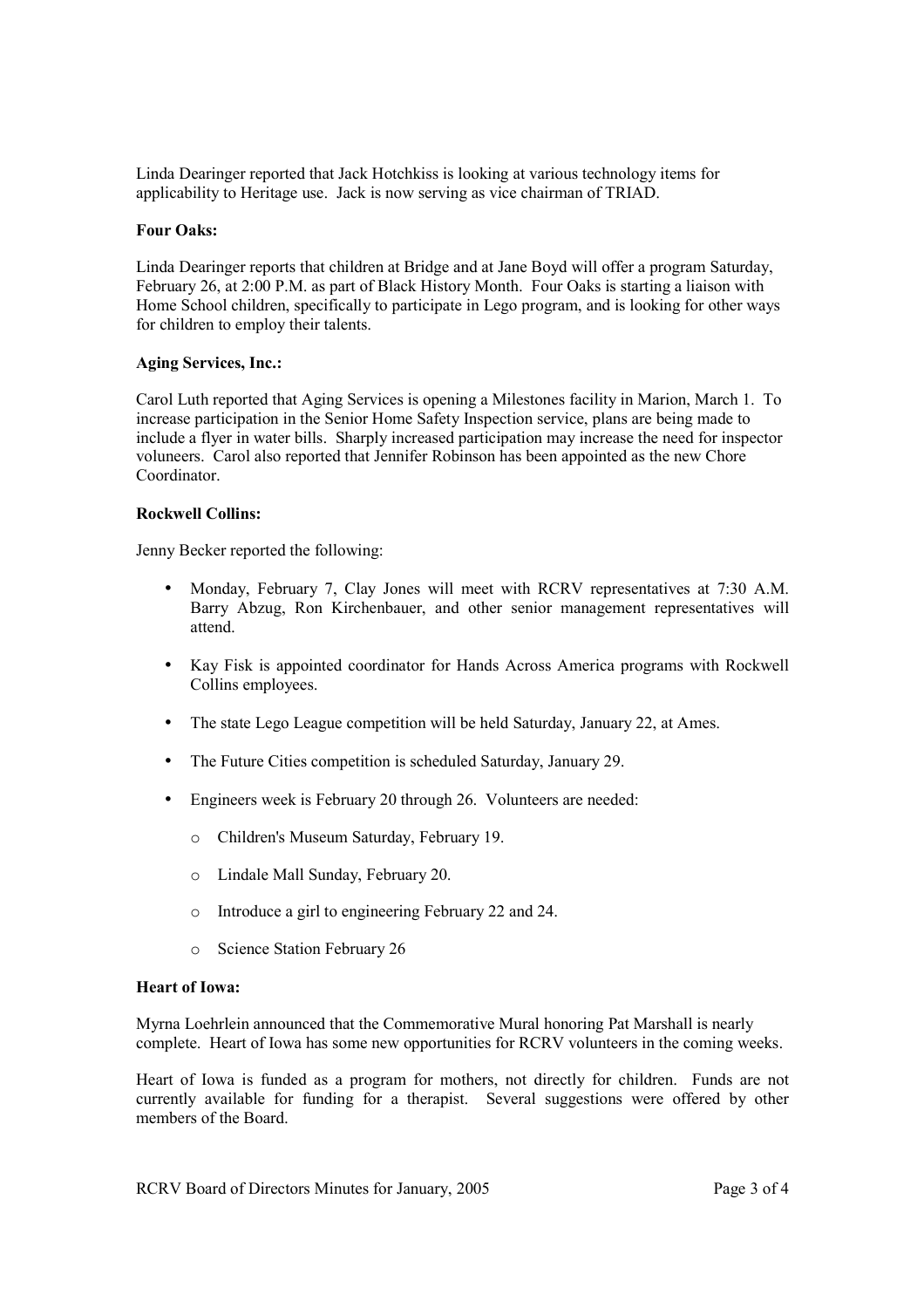Linda Dearinger reported that Jack Hotchkiss is looking at various technology items for applicability to Heritage use. Jack is now serving as vice chairman of TRIAD.

**Four Oaks:**

Linda Dearinger reports that children at Bridge and at Jane Boyd will offer a program Saturday, February 26, at 2:00 P.M. as part of Black History Month. Four Oaks is starting a liaison with Home School children, specifically to participate in Lego program, and is looking for other ways for children to employ their talents.

**Aging Services, Inc.:**

Carol Luth reported that Aging Services is opening a Milestones facility in Marion, March 1. To increase participation in the Senior Home Safety Inspection service, plans are being made to include a flyer in water bills. Sharply increased participation may increase the need for inspector voluneers. Carol also reported that Jennifer Robinson has been appointed as the new Chore Coordinator.

**Rockwell Collins:**

Jenny Becker reported the following:

- Monday, February 7, Clay Jones will meet with RCRV representatives at 7:30 A.M. Barry Abzug, Ron Kirchenbauer, and other senior management representatives will attend.
- Kay Fisk is appointed coordinator for Hands Across America programs with Rockwell Collins employees.
- The state Lego League competition will be held Saturday, January 22, at Ames.
- The Future Cities competition is scheduled Saturday, January 29.
- Engineers week is February 20 through 26. Volunteers are needed:
  - Children's Museum Saturday, February 19.
  - Lindale Mall Sunday, February 20.
  - Introduce a girl to engineering February 22 and 24.
  - Science Station February 26

**Heart of Iowa:**

Myrna Loehrlein announced that the Commemorative Mural honoring Pat Marshall is nearly complete. Heart of Iowa has some new opportunities for RCRV volunteers in the coming weeks.

Heart of Iowa is funded as a program for mothers, not directly for children. Funds are not currently available for funding for a therapist. Several suggestions were offered by other members of the Board.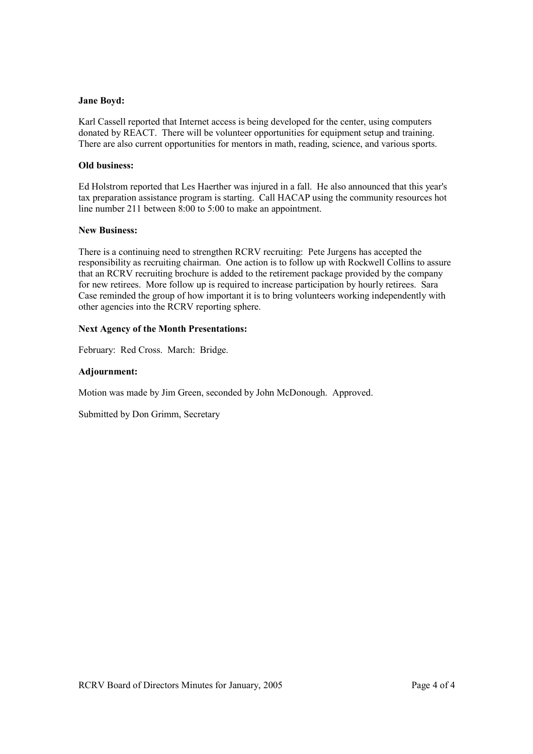**Jane Boyd:**

Karl Cassell reported that Internet access is being developed for the center, using computers donated by REACT. There will be volunteer opportunities for equipment setup and training. There are also current opportunities for mentors in math, reading, science, and various sports.

**Old business:**

Ed Holstrom reported that Les Haerther was injured in a fall. He also announced that this year's tax preparation assistance program is starting. Call HACAP using the community resources hot line number 211 between 8:00 to 5:00 to make an appointment.

**New Business:**

There is a continuing need to strengthen RCRV recruiting: Pete Jurgens has accepted the responsibility as recruiting chairman. One action is to follow up with Rockwell Collins to assure that an RCRV recruiting brochure is added to the retirement package provided by the company for new retirees. More follow up is required to increase participation by hourly retirees. Sara Case reminded the group of how important it is to bring volunteers working independently with other agencies into the RCRV reporting sphere.

**Next Agency of the Month Presentations:**

February: Red Cross. March: Bridge.

**Adjournment:**

Motion was made by Jim Green, seconded by John McDonough. Approved.

Submitted by Don Grimm, Secretary